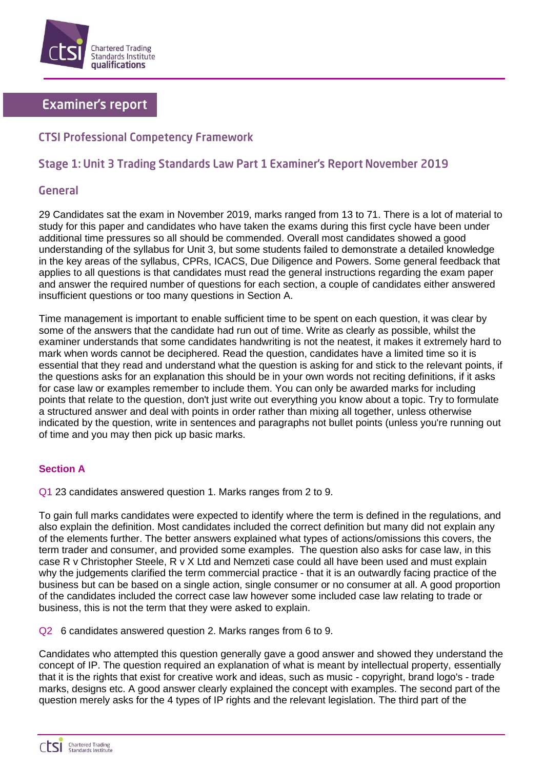# Examiner's report

## CTSI Professional Competency Framework

## Stage 1: Unit 3 Trading Standards Law Part 1 Examiner's Report November 2019

## General

29 Candidates sat the exam in November 2019, marks ranged from 13 to 71. There is a lot of material to study for this paper and candidates who have taken the exams during this first cycle have been under additional time pressures so all should be commended. Overall most candidates showed a good understanding of the syllabus for Unit 3, but some students failed to demonstrate a detailed knowledge in the key areas of the syllabus, CPRs, ICACS, Due Diligence and Powers. Some general feedback that applies to all questions is that candidates must read the general instructions regarding the exam paper and answer the required number of questions for each section, a couple of candidates either answered insufficient questions or too many questions in Section A.

Time management is important to enable sufficient time to be spent on each question, it was clear by some of the answers that the candidate had run out of time. Write as clearly as possible, whilst the examiner understands that some candidates handwriting is not the neatest, it makes it extremely hard to mark when words cannot be deciphered. Read the question, candidates have a limited time so it is essential that they read and understand what the question is asking for and stick to the relevant points, if the questions asks for an explanation this should be in your own words not reciting definitions, if it asks for case law or examples remember to include them. You can only be awarded marks for including points that relate to the question, don't just write out everything you know about a topic. Try to formulate a structured answer and deal with points in order rather than mixing all together, unless otherwise indicated by the question, write in sentences and paragraphs not bullet points (unless you're running out of time and you may then pick up basic marks.

### Section A

Q1 23 candidates answered question 1. Marks ranges from 2 to 9.

To gain full marks candidates were expected to identify where the term is defined in the regulations, and also explain the definition. Most candidates included the correct definition but many did not explain any of the elements further. The better answers explained what types of actions/omissions this covers, the term trader and consumer, and provided some examples. The question also asks for case law, in this case R v Christopher Steele, R v X Ltd and Nemzeti case could all have been used and must explain why the judgements clarified the term commercial practice - that it is an outwardly facing practice of the business but can be based on a single action, single consumer or no consumer at all. A good proportion of the candidates included the correct case law however some included case law relating to trade or business, this is not the term that they were asked to explain.

Q2 6 candidates answered question 2. Marks ranges from 6 to 9.

Candidates who attempted this question generally gave a good answer and showed they understand the concept of IP. The question required an explanation of what is meant by intellectual property, essentially that it is the rights that exist for creative work and ideas, such as music - copyright, brand logo's - trade marks, designs etc. A good answer clearly explained the concept with examples. The second part of the question merely asks for the 4 types of IP rights and the relevant legislation. The third part of the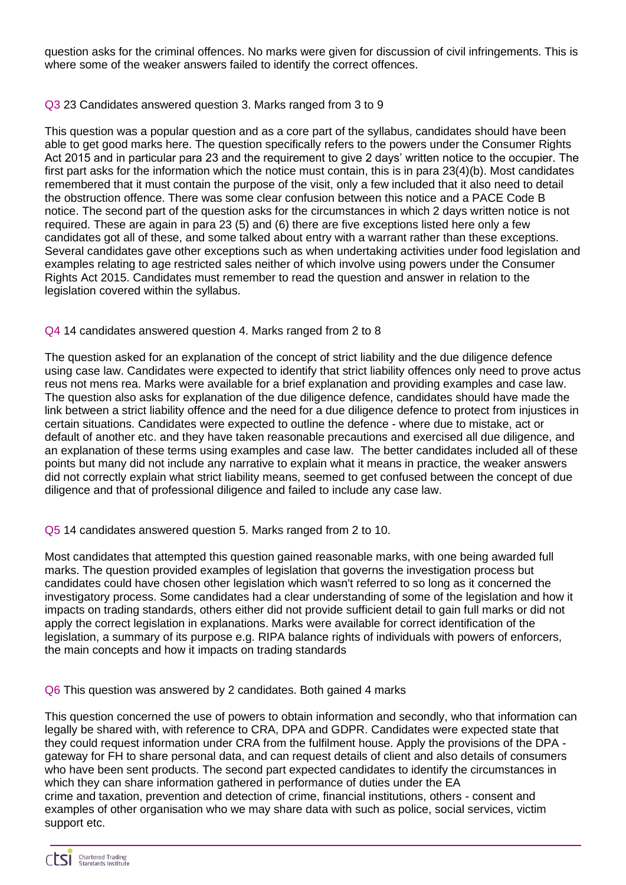question asks for the criminal offences. No marks were given for discussion of civil infringements. This is where some of the weaker answers failed to identify the correct offences.

Q3 23 Candidates answered question 3. Marks ranged from 3 to 9

This question was a popular question and as a core part of the syllabus, candidates should have been able to get good marks here. The question specifically refers to the powers under the Consumer Rights Act 2015 and in particular para 23 and the requirement to give 2 days' written notice to the occupier. The first part asks for the information which the notice must contain, this is in para 23(4)(b). Most candidates remembered that it must contain the purpose of the visit, only a few included that it also need to detail the obstruction offence. There was some clear confusion between this notice and a PACE Code B notice. The second part of the question asks for the circumstances in which 2 days written notice is not required. These are again in para 23 (5) and (6) there are five exceptions listed here only a few candidates got all of these, and some talked about entry with a warrant rather than these exceptions. Several candidates gave other exceptions such as when undertaking activities under food legislation and examples relating to age restricted sales neither of which involve using powers under the Consumer Rights Act 2015. Candidates must remember to read the question and answer in relation to the legislation covered within the syllabus.

Q4 14 candidates answered question 4. Marks ranged from 2 to 8

The question asked for an explanation of the concept of strict liability and the due diligence defence using case law. Candidates were expected to identify that strict liability offences only need to prove actus reus not mens rea. Marks were available for a brief explanation and providing examples and case law. The question also asks for explanation of the due diligence defence, candidates should have made the link between a strict liability offence and the need for a due diligence defence to protect from injustices in certain situations. Candidates were expected to outline the defence - where due to mistake, act or default of another etc. and they have taken reasonable precautions and exercised all due diligence, and an explanation of these terms using examples and case law. The better candidates included all of these points but many did not include any narrative to explain what it means in practice, the weaker answers did not correctly explain what strict liability means, seemed to get confused between the concept of due diligence and that of professional diligence and failed to include any case law.

Q5 14 candidates answered question 5. Marks ranged from 2 to 10.

Most candidates that attempted this question gained reasonable marks, with one being awarded full marks. The question provided examples of legislation that governs the investigation process but candidates could have chosen other legislation which wasn't referred to so long as it concerned the investigatory process. Some candidates had a clear understanding of some of the legislation and how it impacts on trading standards, others either did not provide sufficient detail to gain full marks or did not apply the correct legislation in explanations. Marks were available for correct identification of the legislation, a summary of its purpose e.g. RIPA balance rights of individuals with powers of enforcers, the main concepts and how it impacts on trading standards

Q6 This question was answered by 2 candidates. Both gained 4 marks

This question concerned the use of powers to obtain information and secondly, who that information can legally be shared with, with reference to CRA, DPA and GDPR. Candidates were expected state that they could request information under CRA from the fulfilment house. Apply the provisions of the DPA - gateway for FH to share personal data, and can request details of client and also details of consumers who have been sent products. The second part expected candidates to identify the circumstances in which they can share information gathered in performance of duties under the EA crime and taxation, prevention and detection of crime, financial institutions, others - consent and examples of other organisation who we may share data with such as police, social services, victim support etc.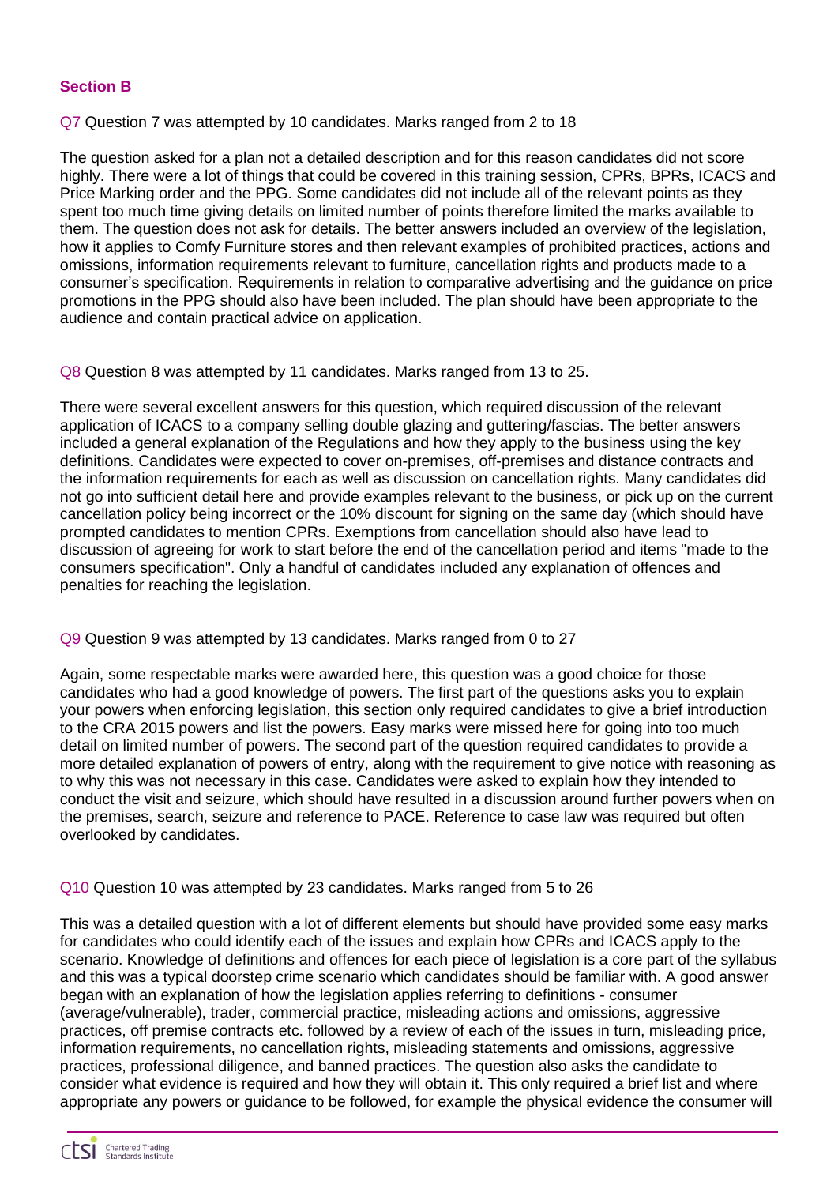## Section B

Q7 Question 7 was attempted by 10 candidates. Marks ranged from 2 to 18

The question asked for a plan not a detailed description and for this reason candidates did not score highly. There were a lot of things that could be covered in this training session, CPRs, BPRs, ICACS and Price Marking order and the PPG. Some candidates did not include all of the relevant points as they spent too much time giving details on limited number of points therefore limited the marks available to them. The question does not ask for details. The better answers included an overview of the legislation, how it applies to Comfy Furniture stores and then relevant examples of prohibited practices, actions and omissions, information requirements relevant to furniture, cancellation rights and products made to a consumer's specification. Requirements in relation to comparative advertising and the guidance on price promotions in the PPG should also have been included. The plan should have been appropriate to the audience and contain practical advice on application.

Q8 Question 8 was attempted by 11 candidates. Marks ranged from 13 to 25.

There were several excellent answers for this question, which required discussion of the relevant application of ICACS to a company selling double glazing and guttering/fascias. The better answers included a general explanation of the Regulations and how they apply to the business using the key definitions. Candidates were expected to cover on-premises, off-premises and distance contracts and the information requirements for each as well as discussion on cancellation rights. Many candidates did not go into sufficient detail here and provide examples relevant to the business, or pick up on the current cancellation policy being incorrect or the 10% discount for signing on the same day (which should have prompted candidates to mention CPRs. Exemptions from cancellation should also have lead to discussion of agreeing for work to start before the end of the cancellation period and items "made to the consumers specification". Only a handful of candidates included any explanation of offences and penalties for reaching the legislation.

Q9 Question 9 was attempted by 13 candidates. Marks ranged from 0 to 27

Again, some respectable marks were awarded here, this question was a good choice for those candidates who had a good knowledge of powers. The first part of the questions asks you to explain your powers when enforcing legislation, this section only required candidates to give a brief introduction to the CRA 2015 powers and list the powers. Easy marks were missed here for going into too much detail on limited number of powers. The second part of the question required candidates to provide a more detailed explanation of powers of entry, along with the requirement to give notice with reasoning as to why this was not necessary in this case. Candidates were asked to explain how they intended to conduct the visit and seizure, which should have resulted in a discussion around further powers when on the premises, search, seizure and reference to PACE. Reference to case law was required but often overlooked by candidates.

Q10 Question 10 was attempted by 23 candidates. Marks ranged from 5 to 26

This was a detailed question with a lot of different elements but should have provided some easy marks for candidates who could identify each of the issues and explain how CPRs and ICACS apply to the scenario. Knowledge of definitions and offences for each piece of legislation is a core part of the syllabus and this was a typical doorstep crime scenario which candidates should be familiar with. A good answer began with an explanation of how the legislation applies referring to definitions - consumer (average/vulnerable), trader, commercial practice, misleading actions and omissions, aggressive practices, off premise contracts etc. followed by a review of each of the issues in turn, misleading price, information requirements, no cancellation rights, misleading statements and omissions, aggressive practices, professional diligence, and banned practices. The question also asks the candidate to consider what evidence is required and how they will obtain it. This only required a brief list and where appropriate any powers or guidance to be followed, for example the physical evidence the consumer will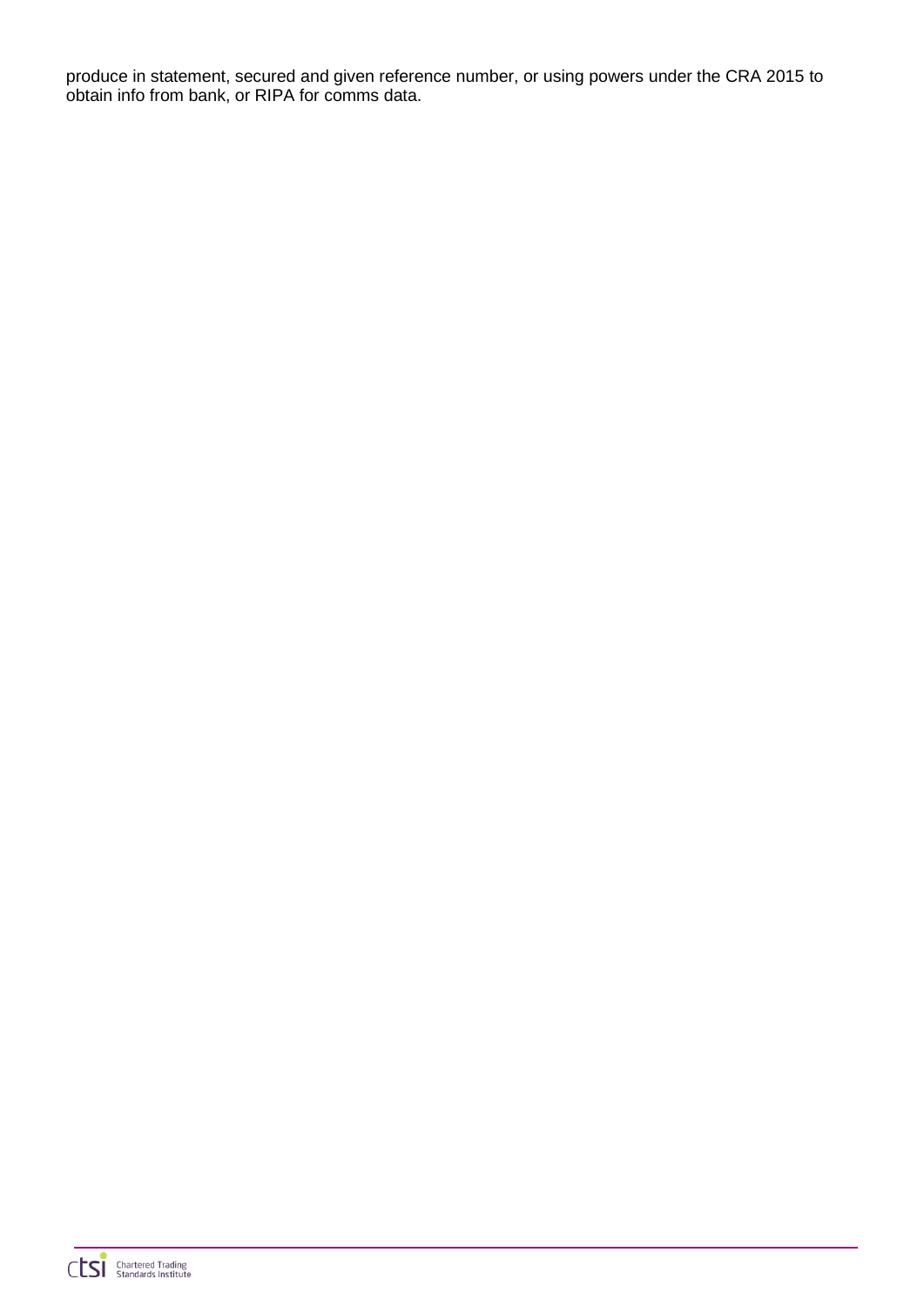produce in statement, secured and given reference number, or using powers under the CRA 2015 to obtain info from bank, or RIPA for comms data.